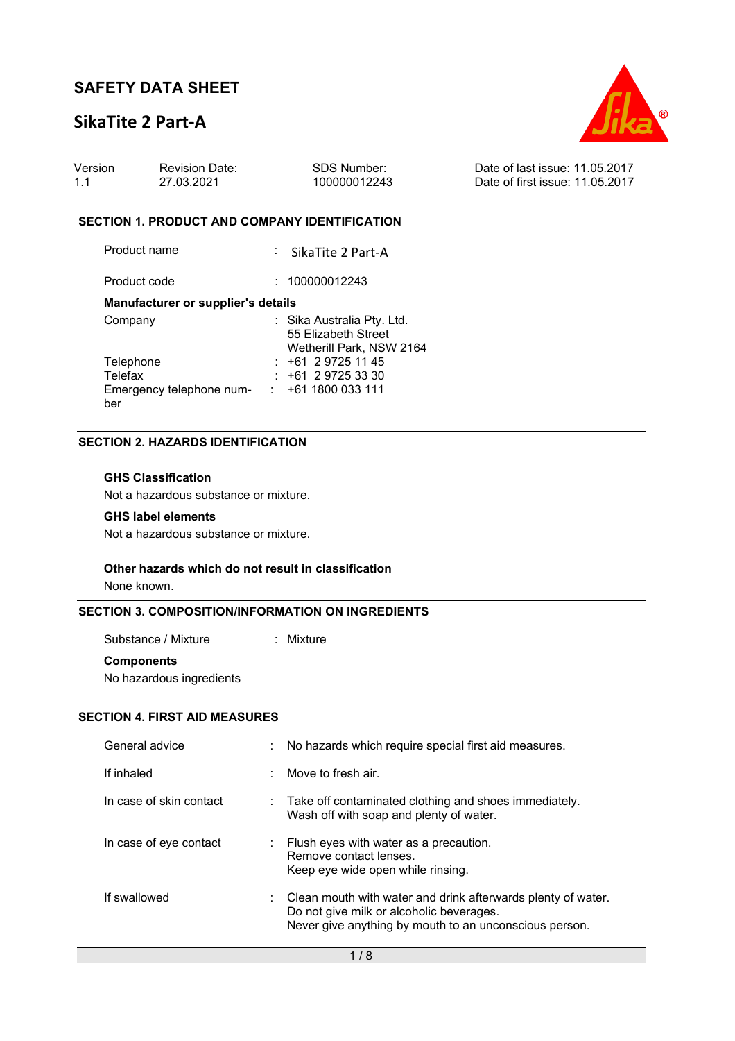# SAFETY DATA SHEET

## SikaTite 2 Part-A

| Version | Revision Date: | SDS Number: | Date of last issue: 11.05.2017 |
|---|---|---|---|
| 1.1 | 27.03.2021 | 100000012243 | Date of first issue: 11.05.2017 |

### SECTION 1. PRODUCT AND COMPANY IDENTIFICATION

| | | |
|---|---|---|
| Product name | : | SikaTite 2 Part-A |
| Product code | : | 100000012243 |

**Manufacturer or supplier's details**

| | | |
|---|---|---|
| Company | : | Sika Australia Pty. Ltd.<br>55 Elizabeth Street<br>Wetherill Park, NSW 2164 |
| Telephone | : | +61 2 9725 11 45 |
| Telefax | : | +61 2 9725 33 30 |
| Emergency telephone number | : | +61 1800 033 111 |

### SECTION 2. HAZARDS IDENTIFICATION

**GHS Classification**

Not a hazardous substance or mixture.

**GHS label elements**

Not a hazardous substance or mixture.

**Other hazards which do not result in classification**

None known.

### SECTION 3. COMPOSITION/INFORMATION ON INGREDIENTS

| | | |
|---|---|---|
| Substance / Mixture | : | Mixture |

**Components**

No hazardous ingredients

### SECTION 4. FIRST AID MEASURES

| | | |
|---|---|---|
| General advice | : | No hazards which require special first aid measures. |
| If inhaled | : | Move to fresh air. |
| In case of skin contact | : | Take off contaminated clothing and shoes immediately.<br>Wash off with soap and plenty of water. |
| In case of eye contact | : | Flush eyes with water as a precaution.<br>Remove contact lenses.<br>Keep eye wide open while rinsing. |
| If swallowed | : | Clean mouth with water and drink afterwards plenty of water.<br>Do not give milk or alcoholic beverages.<br>Never give anything by mouth to an unconscious person. |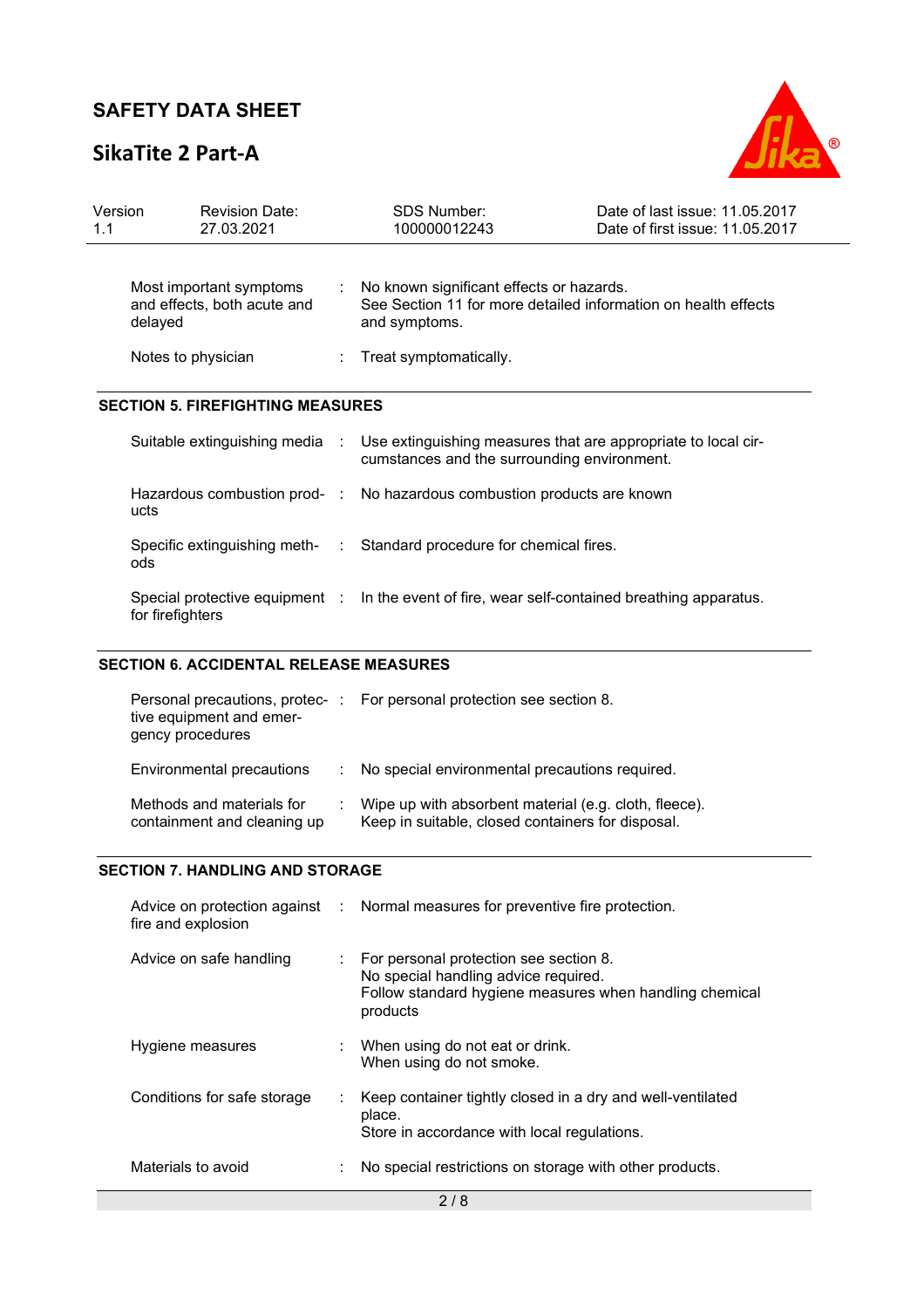| | | |
|---|---|---|
| Most important symptoms and effects, both acute and delayed | : | No known significant effects or hazards.<br>See Section 11 for more detailed information on health effects and symptoms. |
| Notes to physician | : | Treat symptomatically. |

## SECTION 5. FIREFIGHTING MEASURES

| | | |
|---|---|---|
| Suitable extinguishing media | : | Use extinguishing measures that are appropriate to local circumstances and the surrounding environment. |
| Hazardous combustion products | : | No hazardous combustion products are known |
| Specific extinguishing methods | : | Standard procedure for chemical fires. |
| Special protective equipment for firefighters | : | In the event of fire, wear self-contained breathing apparatus. |

## SECTION 6. ACCIDENTAL RELEASE MEASURES

| | | |
|---|---|---|
| Personal precautions, protective equipment and emergency procedures | : | For personal protection see section 8. |
| Environmental precautions | : | No special environmental precautions required. |
| Methods and materials for containment and cleaning up | : | Wipe up with absorbent material (e.g. cloth, fleece).<br>Keep in suitable, closed containers for disposal. |

## SECTION 7. HANDLING AND STORAGE

| | | |
|---|---|---|
| Advice on protection against fire and explosion | : | Normal measures for preventive fire protection. |
| Advice on safe handling | : | For personal protection see section 8.<br>No special handling advice required.<br>Follow standard hygiene measures when handling chemical products |
| Hygiene measures | : | When using do not eat or drink.<br>When using do not smoke. |
| Conditions for safe storage | : | Keep container tightly closed in a dry and well-ventilated place.<br>Store in accordance with local regulations. |
| Materials to avoid | : | No special restrictions on storage with other products. |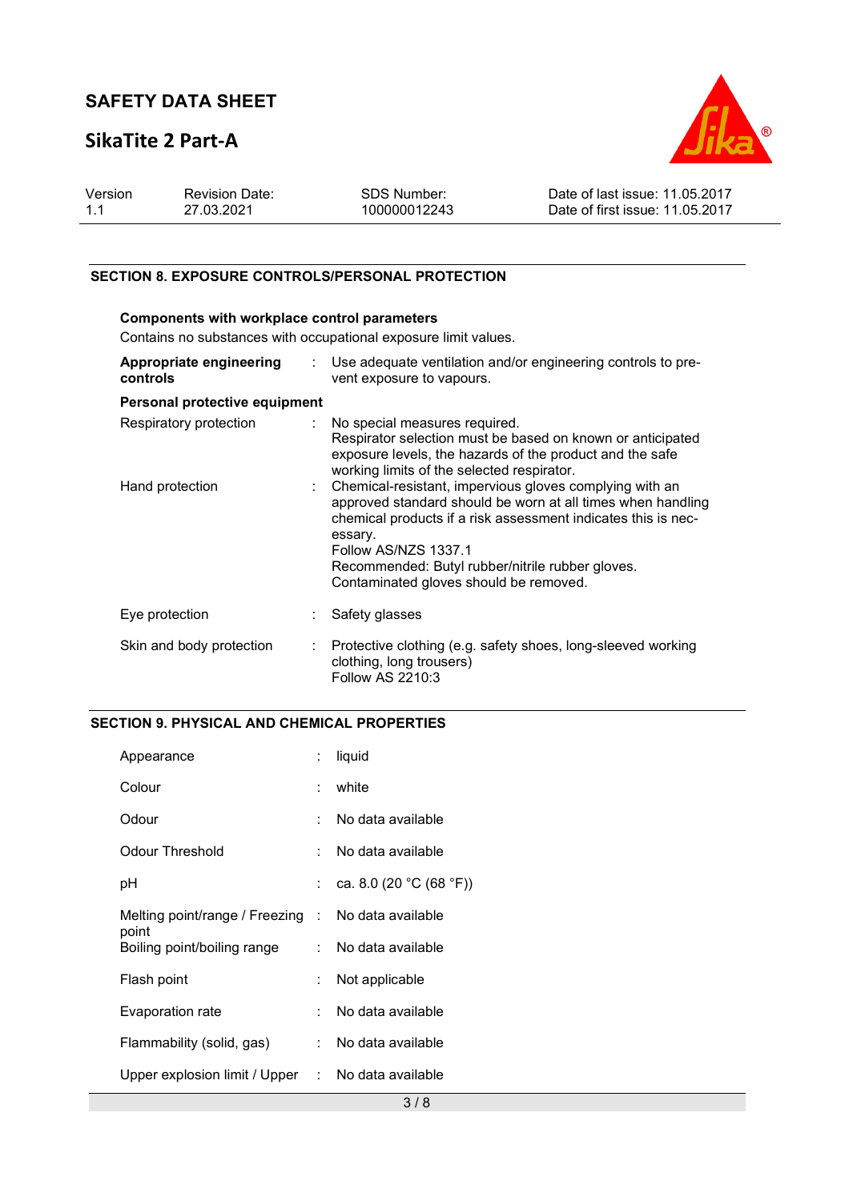## SECTION 8. EXPOSURE CONTROLS/PERSONAL PROTECTION

**Components with workplace control parameters**

Contains no substances with occupational exposure limit values.

| | | |
|---|---|---|
| **Appropriate engineering controls** | : | Use adequate ventilation and/or engineering controls to prevent exposure to vapours. |

**Personal protective equipment**

| | | |
|---|---|---|
| Respiratory protection | : | No special measures required.<br>Respirator selection must be based on known or anticipated exposure levels, the hazards of the product and the safe working limits of the selected respirator. |
| Hand protection | : | Chemical-resistant, impervious gloves complying with an approved standard should be worn at all times when handling chemical products if a risk assessment indicates this is necessary.<br>Follow AS/NZS 1337.1<br>Recommended: Butyl rubber/nitrile rubber gloves.<br>Contaminated gloves should be removed. |
| Eye protection | : | Safety glasses |
| Skin and body protection | : | Protective clothing (e.g. safety shoes, long-sleeved working clothing, long trousers)<br>Follow AS 2210:3 |

## SECTION 9. PHYSICAL AND CHEMICAL PROPERTIES

| | | |
|---|---|---|
| Appearance | : | liquid |
| Colour | : | white |
| Odour | : | No data available |
| Odour Threshold | : | No data available |
| pH | : | ca. 8.0 (20 °C (68 °F)) |
| Melting point/range / Freezing point | : | No data available |
| Boiling point/boiling range | : | No data available |
| Flash point | : | Not applicable |
| Evaporation rate | : | No data available |
| Flammability (solid, gas) | : | No data available |
| Upper explosion limit / Upper | : | No data available |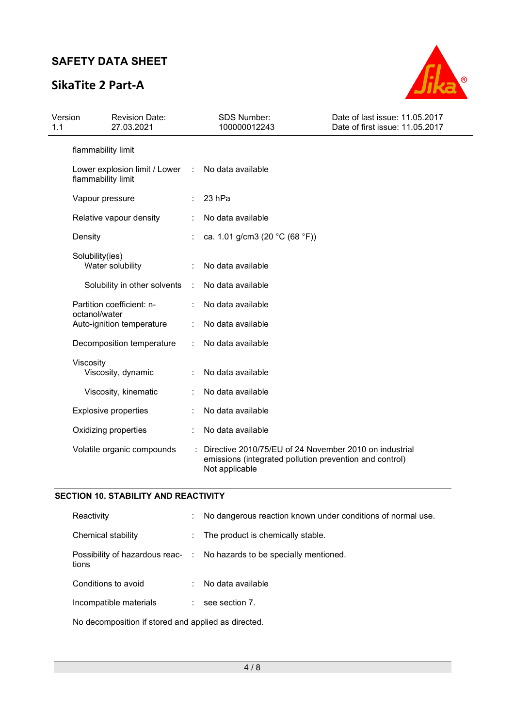flammability limit

| | | |
|---|---|---|
| Lower explosion limit / Lower flammability limit | : | No data available |
| Vapour pressure | : | 23 hPa |
| Relative vapour density | : | No data available |
| Density | : | ca. 1.01 g/cm3 (20 °C (68 °F)) |
| Solubility(ies) | | |
| Water solubility | : | No data available |
| Solubility in other solvents | : | No data available |
| Partition coefficient: n-octanol/water | : | No data available |
| Auto-ignition temperature | : | No data available |
| Decomposition temperature | : | No data available |
| Viscosity | | |
| Viscosity, dynamic | : | No data available |
| Viscosity, kinematic | : | No data available |
| Explosive properties | : | No data available |
| Oxidizing properties | : | No data available |
| Volatile organic compounds | : | Directive 2010/75/EU of 24 November 2010 on industrial emissions (integrated pollution prevention and control)<br>Not applicable |

## SECTION 10. STABILITY AND REACTIVITY

| | | |
|---|---|---|
| Reactivity | : | No dangerous reaction known under conditions of normal use. |
| Chemical stability | : | The product is chemically stable. |
| Possibility of hazardous reactions | : | No hazards to be specially mentioned. |
| Conditions to avoid | : | No data available |
| Incompatible materials | : | see section 7. |

No decomposition if stored and applied as directed.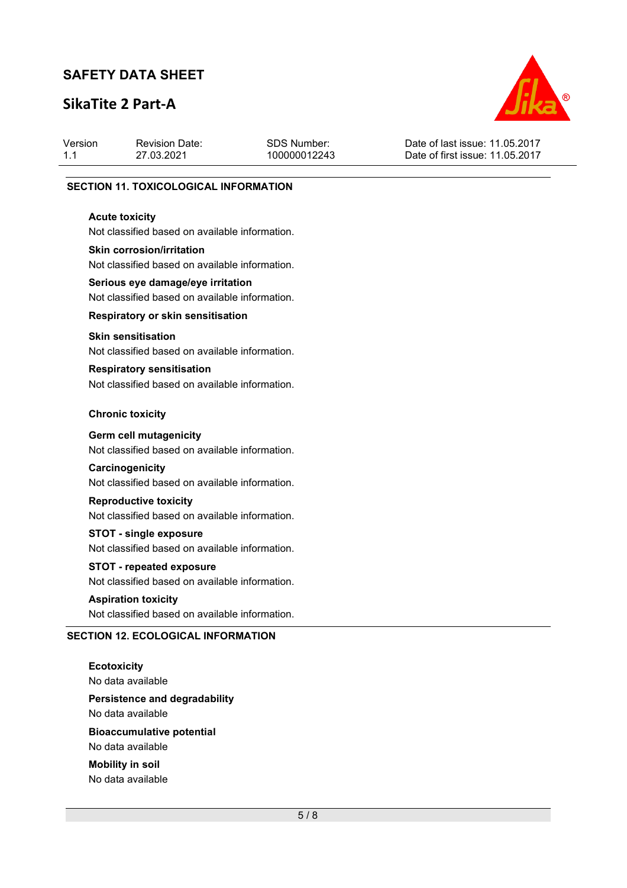## SECTION 11. TOXICOLOGICAL INFORMATION

**Acute toxicity**

Not classified based on available information.

**Skin corrosion/irritation**

Not classified based on available information.

**Serious eye damage/eye irritation**

Not classified based on available information.

**Respiratory or skin sensitisation**

**Skin sensitisation**

Not classified based on available information.

**Respiratory sensitisation**

Not classified based on available information.

**Chronic toxicity**

**Germ cell mutagenicity**

Not classified based on available information.

**Carcinogenicity**

Not classified based on available information.

**Reproductive toxicity**

Not classified based on available information.

**STOT - single exposure**

Not classified based on available information.

**STOT - repeated exposure**

Not classified based on available information.

**Aspiration toxicity**

Not classified based on available information.

## SECTION 12. ECOLOGICAL INFORMATION

**Ecotoxicity**

No data available

**Persistence and degradability**

No data available

**Bioaccumulative potential**

No data available

**Mobility in soil**

No data available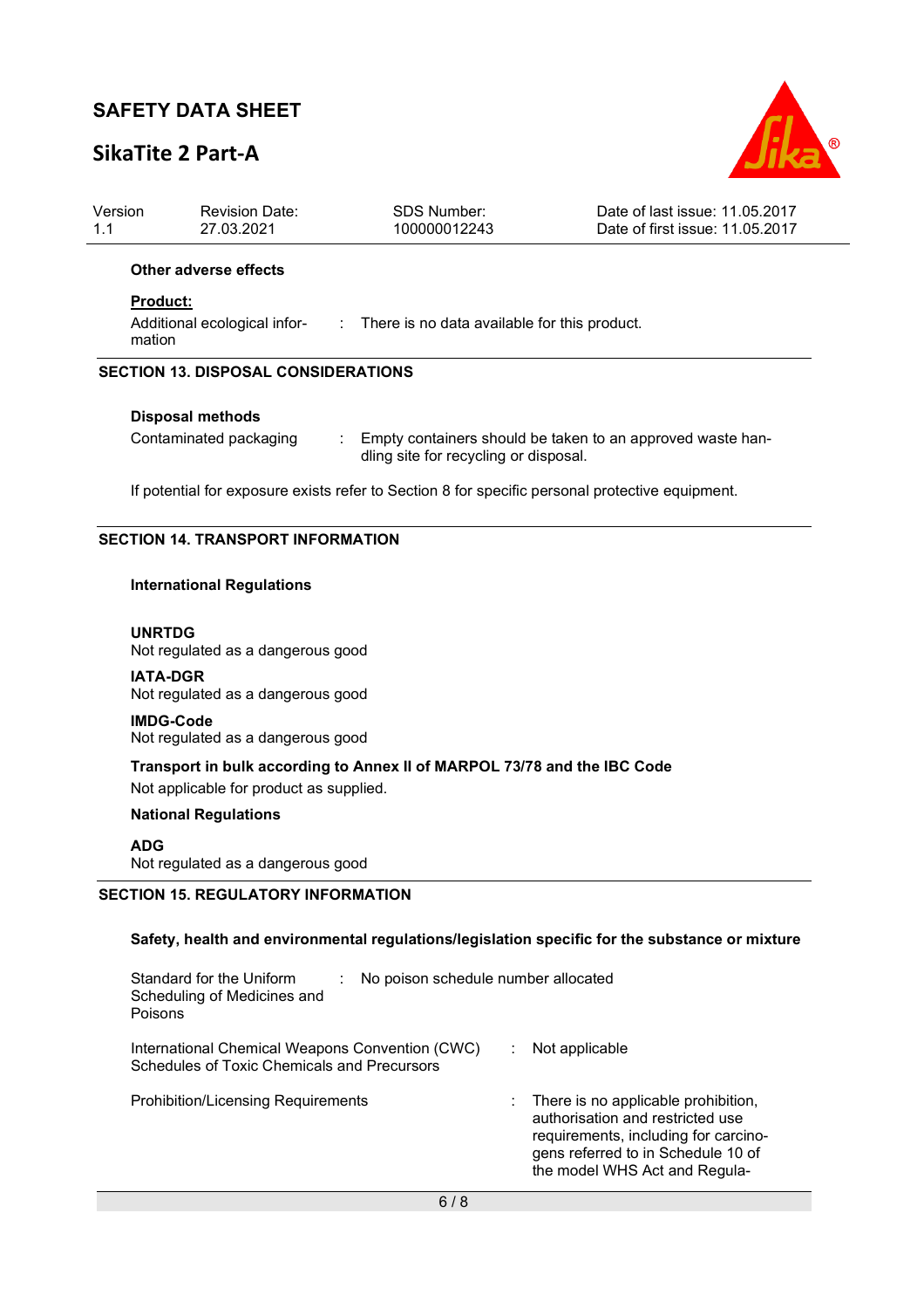**Other adverse effects**

**Product:**

Additional ecological information : There is no data available for this product.

## SECTION 13. DISPOSAL CONSIDERATIONS

**Disposal methods**

Contaminated packaging : Empty containers should be taken to an approved waste handling site for recycling or disposal.

If potential for exposure exists refer to Section 8 for specific personal protective equipment.

## SECTION 14. TRANSPORT INFORMATION

**International Regulations**

**UNRTDG**
Not regulated as a dangerous good

**IATA-DGR**
Not regulated as a dangerous good

**IMDG-Code**
Not regulated as a dangerous good

**Transport in bulk according to Annex II of MARPOL 73/78 and the IBC Code**
Not applicable for product as supplied.

**National Regulations**

**ADG**
Not regulated as a dangerous good

## SECTION 15. REGULATORY INFORMATION

**Safety, health and environmental regulations/legislation specific for the substance or mixture**

Standard for the Uniform Scheduling of Medicines and Poisons : No poison schedule number allocated

International Chemical Weapons Convention (CWC) Schedules of Toxic Chemicals and Precursors : Not applicable

Prohibition/Licensing Requirements : There is no applicable prohibition, authorisation and restricted use requirements, including for carcinogens referred to in Schedule 10 of the model WHS Act and Regula-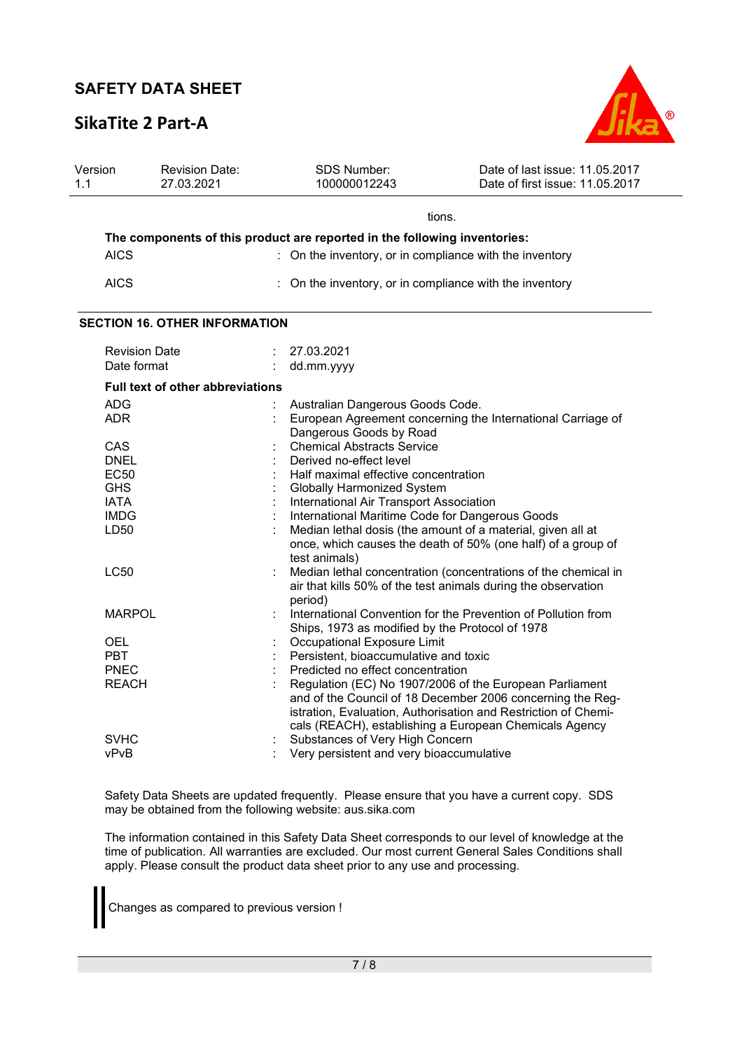tions.

**The components of this product are reported in the following inventories:**

| | |
|---|---|
| AICS | : On the inventory, or in compliance with the inventory |
| AICS | : On the inventory, or in compliance with the inventory |

## SECTION 16. OTHER INFORMATION

| | |
|---|---|
| Revision Date | : 27.03.2021 |
| Date format | : dd.mm.yyyy |

**Full text of other abbreviations**

| | |
|---|---|
| ADG | : Australian Dangerous Goods Code. |
| ADR | : European Agreement concerning the International Carriage of Dangerous Goods by Road |
| CAS | : Chemical Abstracts Service |
| DNEL | : Derived no-effect level |
| EC50 | : Half maximal effective concentration |
| GHS | : Globally Harmonized System |
| IATA | : International Air Transport Association |
| IMDG | : International Maritime Code for Dangerous Goods |
| LD50 | : Median lethal dosis (the amount of a material, given all at once, which causes the death of 50% (one half) of a group of test animals) |
| LC50 | : Median lethal concentration (concentrations of the chemical in air that kills 50% of the test animals during the observation period) |
| MARPOL | : International Convention for the Prevention of Pollution from Ships, 1973 as modified by the Protocol of 1978 |
| OEL | : Occupational Exposure Limit |
| PBT | : Persistent, bioaccumulative and toxic |
| PNEC | : Predicted no effect concentration |
| REACH | : Regulation (EC) No 1907/2006 of the European Parliament and of the Council of 18 December 2006 concerning the Registration, Evaluation, Authorisation and Restriction of Chemicals (REACH), establishing a European Chemicals Agency |
| SVHC | : Substances of Very High Concern |
| vPvB | : Very persistent and very bioaccumulative |

Safety Data Sheets are updated frequently. Please ensure that you have a current copy. SDS may be obtained from the following website: aus.sika.com

The information contained in this Safety Data Sheet corresponds to our level of knowledge at the time of publication. All warranties are excluded. Our most current General Sales Conditions shall apply. Please consult the product data sheet prior to any use and processing.

Changes as compared to previous version !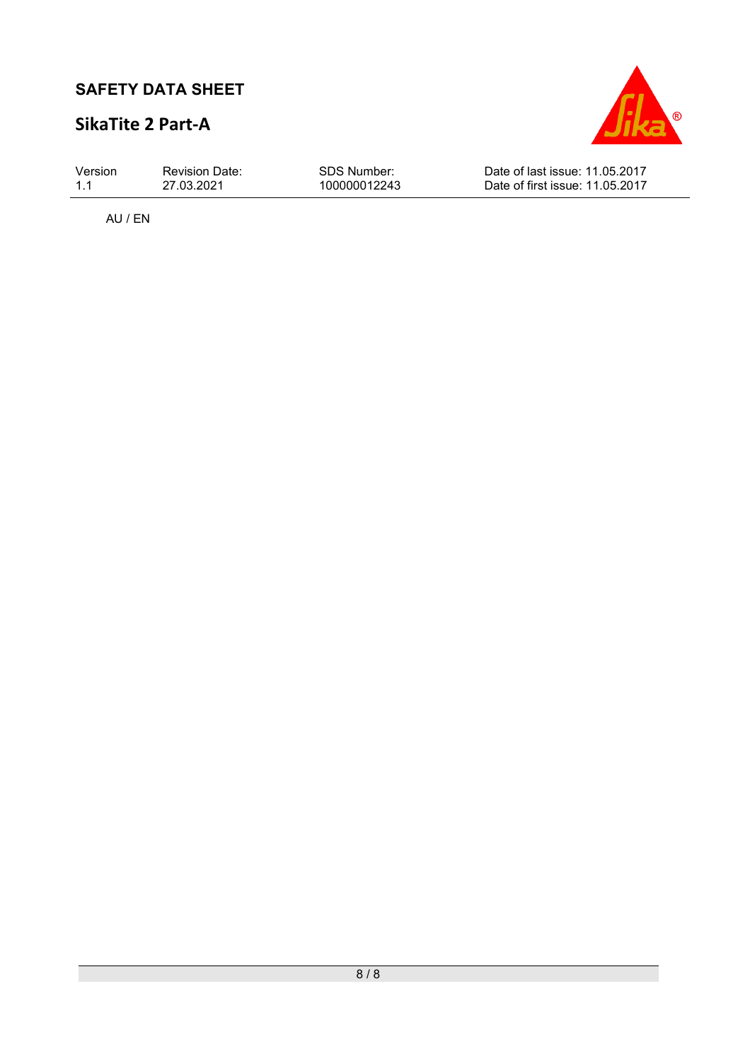AU / EN